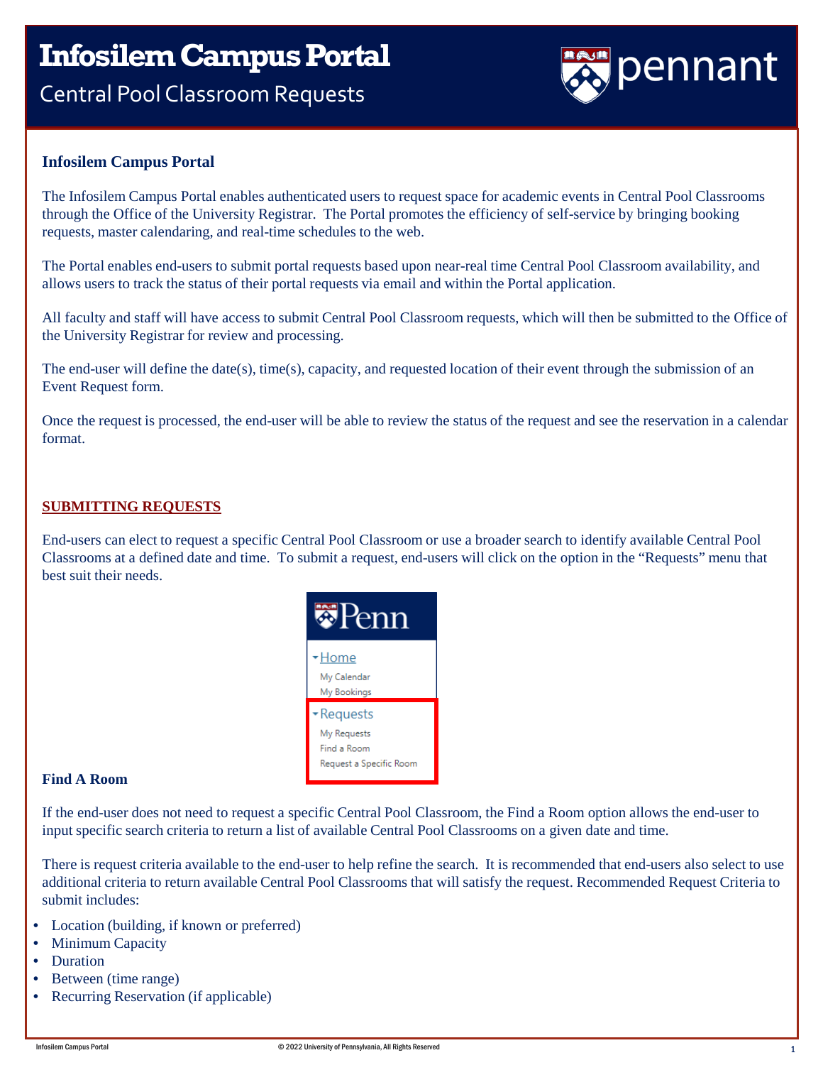# Infosilem Campus Portal

## Central Pool Classroom Requests

### Infosilem Campus Portal

The Infosilem Campus Portal enables authenticated users to request space for academic events in Central Pool Classrooms through the Office of the University Registrar. The Portal promotes the efficiency of self-service by bringing booking requests, master calendaring, and real-time schedules to the web.

The Portal enables end-users to submit portal requests based upon near-real time Central Pool Classroom availability, and allows users to track the status of their portal requests via email and within the Portal application.

All faculty and staff will have access to submit Central Pool Classroom requests, which will then be submitted to the Office of the University Registrar for review and processing.

The end-user will define the date(s), time(s), capacity, and requested location of their event through the submission of an Event Request form.

Once the request is processed, the end-user will be able to review the status of the request and see the reservation in a calendar format.

### SUBMITTING REQUESTS

End-users can elect to request a specific Central Pool Classroom or use a broader search to identify available Central Pool Classrooms at a defined date and time. To submit a request, end-users will click on the option in the "Requests" menu that best suit their needs.

Penn
- Home
  - My Calendar
  - My Bookings
- Requests
  - My Requests
  - Find a Room
  - Request a Specific Room

### Find A Room

If the end-user does not need to request a specific Central Pool Classroom, the Find a Room option allows the end-user to input specific search criteria to return a list of available Central Pool Classrooms on a given date and time.

There is request criteria available to the end-user to help refine the search. It is recommended that end-users also select to use additional criteria to return available Central Pool Classrooms that will satisfy the request. Recommended Request Criteria to submit includes:

- Location (building, if known or preferred)
- Minimum Capacity
- Duration
- Between (time range)
- Recurring Reservation (if applicable)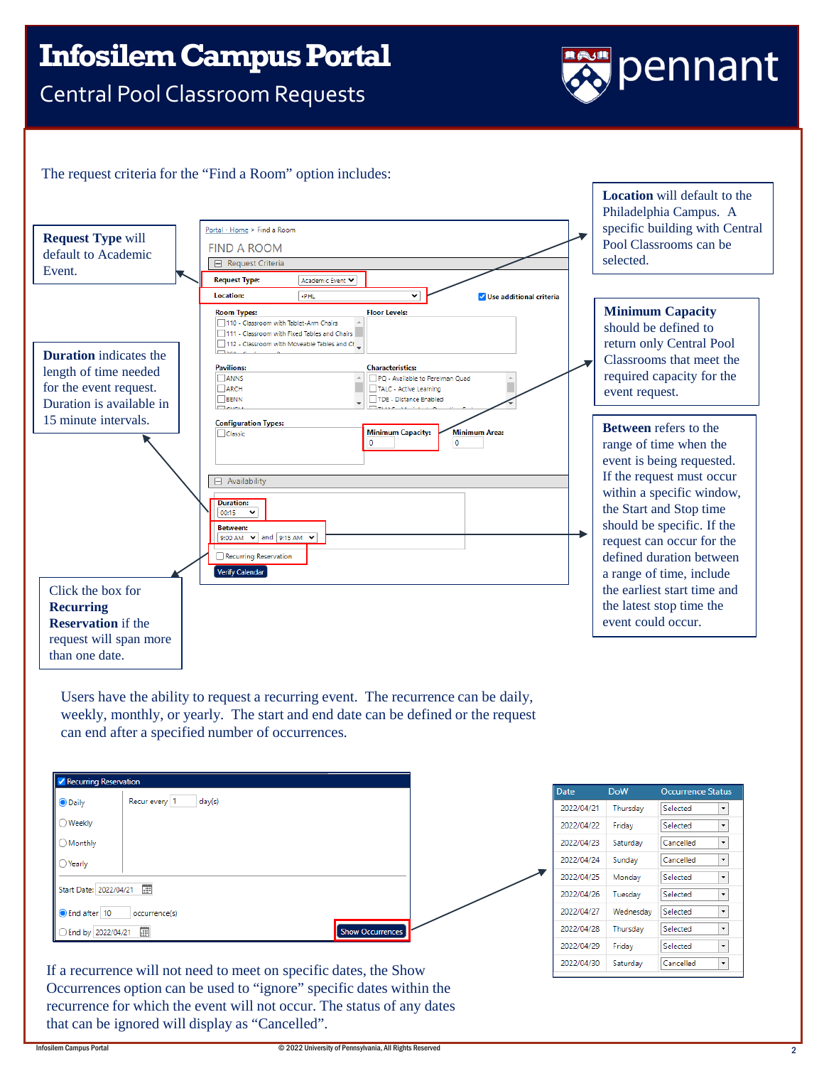# Infosilem Campus Portal

## Central Pool Classroom Requests

The request criteria for the "Find a Room" option includes:

**Request Type** will default to Academic Event.

**Location** will default to the Philadelphia Campus. A specific building with Central Pool Classrooms can be selected.

**Minimum Capacity** should be defined to return only Central Pool Classrooms that meet the required capacity for the event request.

**Duration** indicates the length of time needed for the event request. Duration is available in 15 minute intervals.

**Between** refers to the range of time when the event is being requested. If the request must occur within a specific window, the Start and Stop time should be specific. If the request can occur for the defined duration between a range of time, include the earliest start time and the latest stop time the event could occur.

Click the box for **Recurring Reservation** if the request will span more than one date.

Users have the ability to request a recurring event. The recurrence can be daily, weekly, monthly, or yearly. The start and end date can be defined or the request can end after a specified number of occurrences.

| Date | DoW | Occurrence Status |
| --- | --- | --- |
| 2022/04/21 | Thursday | Selected |
| 2022/04/22 | Friday | Selected |
| 2022/04/23 | Saturday | Cancelled |
| 2022/04/24 | Sunday | Cancelled |
| 2022/04/25 | Monday | Selected |
| 2022/04/26 | Tuesday | Selected |
| 2022/04/27 | Wednesday | Selected |
| 2022/04/28 | Thursday | Selected |
| 2022/04/29 | Friday | Selected |
| 2022/04/30 | Saturday | Cancelled |

If a recurrence will not need to meet on specific dates, the Show Occurrences option can be used to "ignore" specific dates within the recurrence for which the event will not occur. The status of any dates that can be ignored will display as "Cancelled".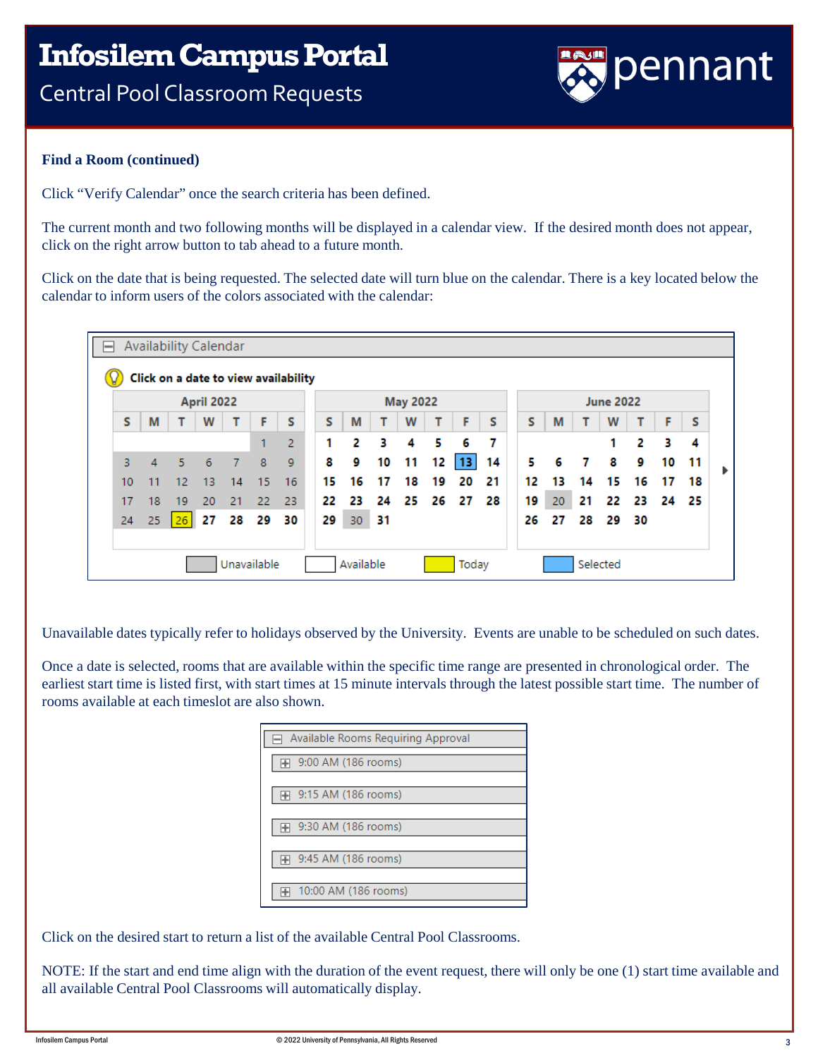**Find a Room (continued)**

Click “Verify Calendar” once the search criteria has been defined.

The current month and two following months will be displayed in a calendar view. If the desired month does not appear, click on the right arrow button to tab ahead to a future month.

Click on the date that is being requested. The selected date will turn blue on the calendar. There is a key located below the calendar to inform users of the colors associated with the calendar:

Unavailable dates typically refer to holidays observed by the University. Events are unable to be scheduled on such dates.

Once a date is selected, rooms that are available within the specific time range are presented in chronological order. The earliest start time is listed first, with start times at 15 minute intervals through the latest possible start time. The number of rooms available at each timeslot are also shown.

Click on the desired start to return a list of the available Central Pool Classrooms.

NOTE: If the start and end time align with the duration of the event request, there will only be one (1) start time available and all available Central Pool Classrooms will automatically display.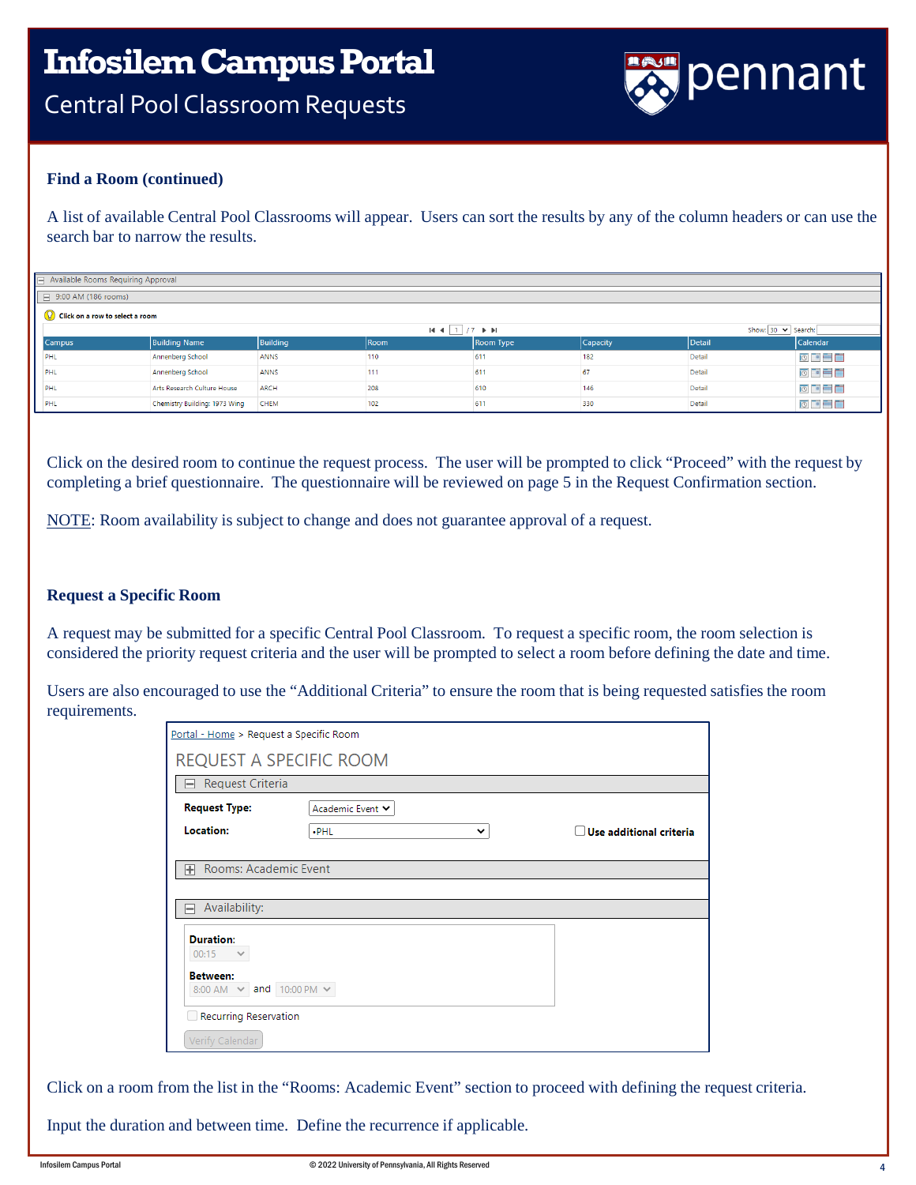# Infosilem Campus Portal

## Central Pool Classroom Requests

### Find a Room (continued)

A list of available Central Pool Classrooms will appear. Users can sort the results by any of the column headers or can use the search bar to narrow the results.

Available Rooms Requiring Approval

9:00 AM (186 rooms)

Click on a row to select a room

| Campus | Building Name | Building | Room | Room Type | Capacity | Detail | Calendar |
|---|---|---|---|---|---|---|---|
| PHL | Annenberg School | ANNS | 110 | 611 | 182 | Detail | |
| PHL | Annenberg School | ANNS | 111 | 611 | 67 | Detail | |
| PHL | Arts Research Culture House | ARCH | 208 | 610 | 146 | Detail | |
| PHL | Chemistry Building: 1973 Wing | CHEM | 102 | 611 | 330 | Detail | |

Click on the desired room to continue the request process. The user will be prompted to click "Proceed" with the request by completing a brief questionnaire. The questionnaire will be reviewed on page 5 in the Request Confirmation section.

NOTE: Room availability is subject to change and does not guarantee approval of a request.

### Request a Specific Room

A request may be submitted for a specific Central Pool Classroom. To request a specific room, the room selection is considered the priority request criteria and the user will be prompted to select a room before defining the date and time.

Users are also encouraged to use the "Additional Criteria" to ensure the room that is being requested satisfies the room requirements.

Portal - Home > Request a Specific Room

REQUEST A SPECIFIC ROOM

Request Criteria

**Request Type:** Academic Event

**Location:** •PHL

Use additional criteria

Rooms: Academic Event

Availability:

**Duration:** 00:15

**Between:** 8:00 AM and 10:00 PM

Recurring Reservation

Verify Calendar

Click on a room from the list in the "Rooms: Academic Event" section to proceed with defining the request criteria.

Input the duration and between time. Define the recurrence if applicable.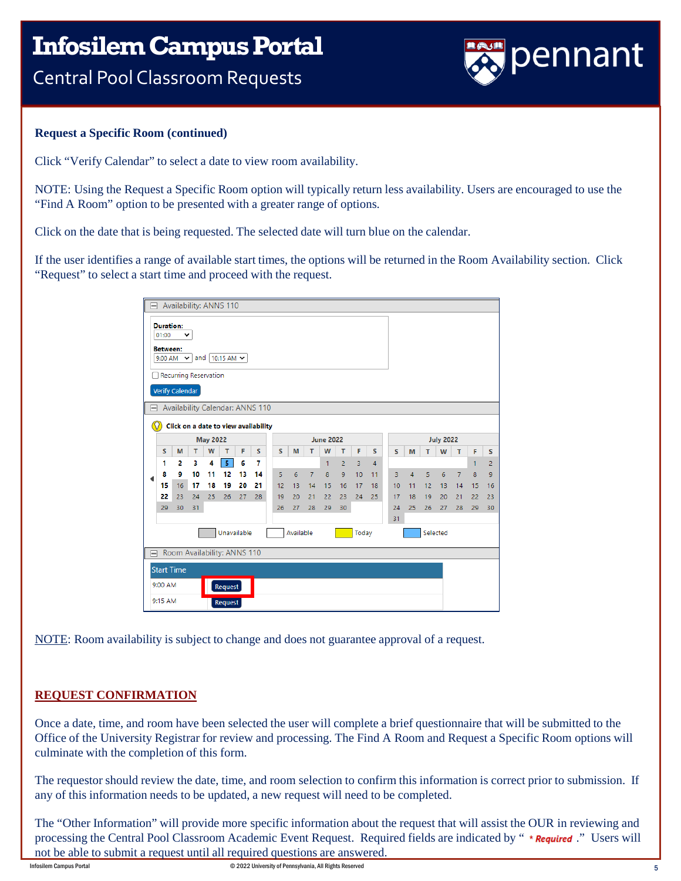**Request a Specific Room (continued)**

Click “Verify Calendar” to select a date to view room availability.

NOTE: Using the Request a Specific Room option will typically return less availability. Users are encouraged to use the “Find A Room” option to be presented with a greater range of options.

Click on the date that is being requested. The selected date will turn blue on the calendar.

If the user identifies a range of available start times, the options will be returned in the Room Availability section. Click “Request” to select a start time and proceed with the request.

NOTE: Room availability is subject to change and does not guarantee approval of a request.

## REQUEST CONFIRMATION

Once a date, time, and room have been selected the user will complete a brief questionnaire that will be submitted to the Office of the University Registrar for review and processing. The Find A Room and Request a Specific Room options will culminate with the completion of this form.

The requestor should review the date, time, and room selection to confirm this information is correct prior to submission. If any of this information needs to be updated, a new request will need to be completed.

The “Other Information” will provide more specific information about the request that will assist the OUR in reviewing and processing the Central Pool Classroom Academic Event Request. Required fields are indicated by “ * Required .” Users will not be able to submit a request until all required questions are answered.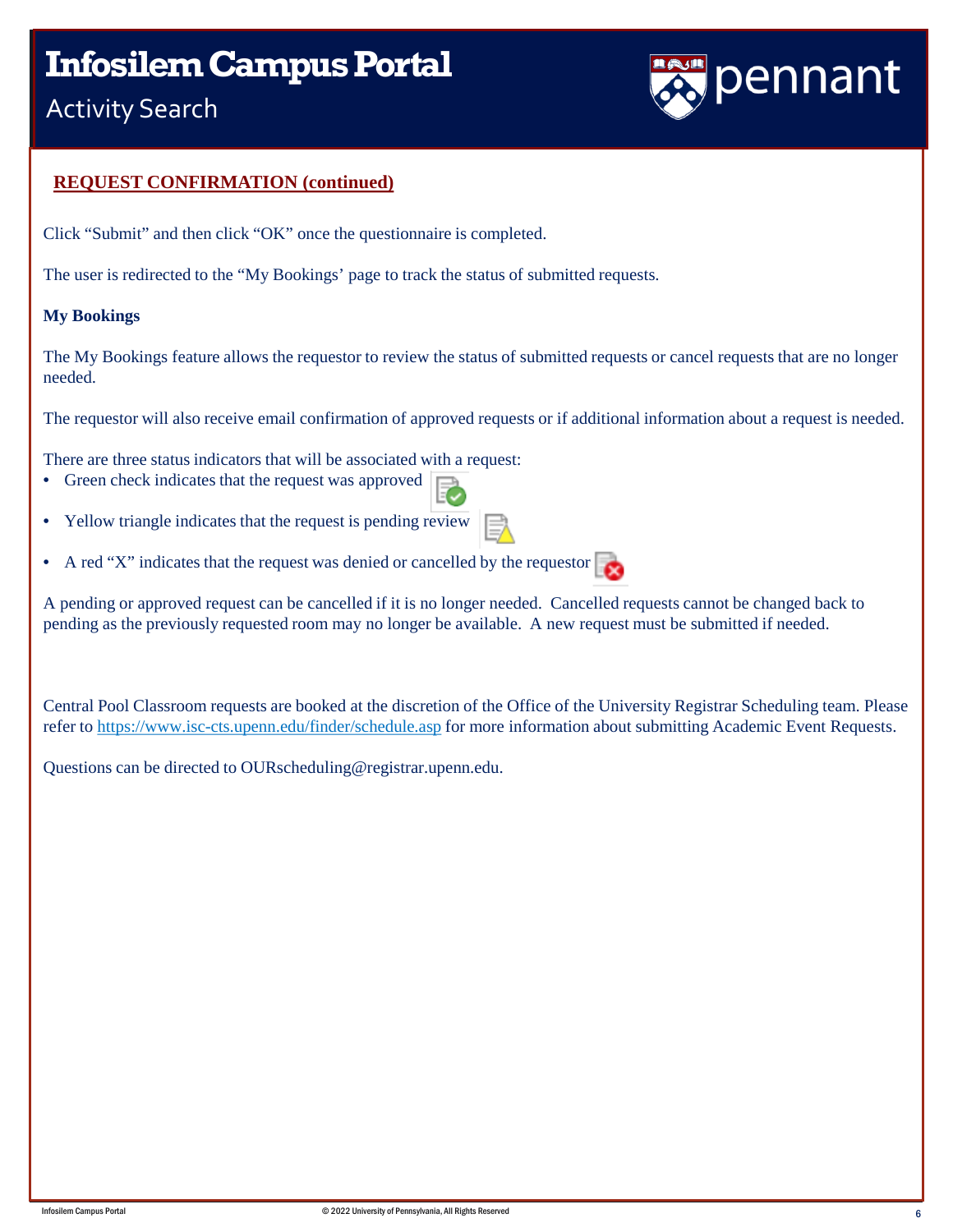# Infosilem Campus Portal

## Activity Search

### REQUEST CONFIRMATION (continued)

Click “Submit” and then click “OK” once the questionnaire is completed.

The user is redirected to the “My Bookings’ page to track the status of submitted requests.

**My Bookings**

The My Bookings feature allows the requestor to review the status of submitted requests or cancel requests that are no longer needed.

The requestor will also receive email confirmation of approved requests or if additional information about a request is needed.

There are three status indicators that will be associated with a request:

- Green check indicates that the request was approved
- Yellow triangle indicates that the request is pending review
- A red “X” indicates that the request was denied or cancelled by the requestor

A pending or approved request can be cancelled if it is no longer needed. Cancelled requests cannot be changed back to pending as the previously requested room may no longer be available. A new request must be submitted if needed.

Central Pool Classroom requests are booked at the discretion of the Office of the University Registrar Scheduling team. Please refer to https://www.isc-cts.upenn.edu/finder/schedule.asp for more information about submitting Academic Event Requests.

Questions can be directed to OURscheduling@registrar.upenn.edu.